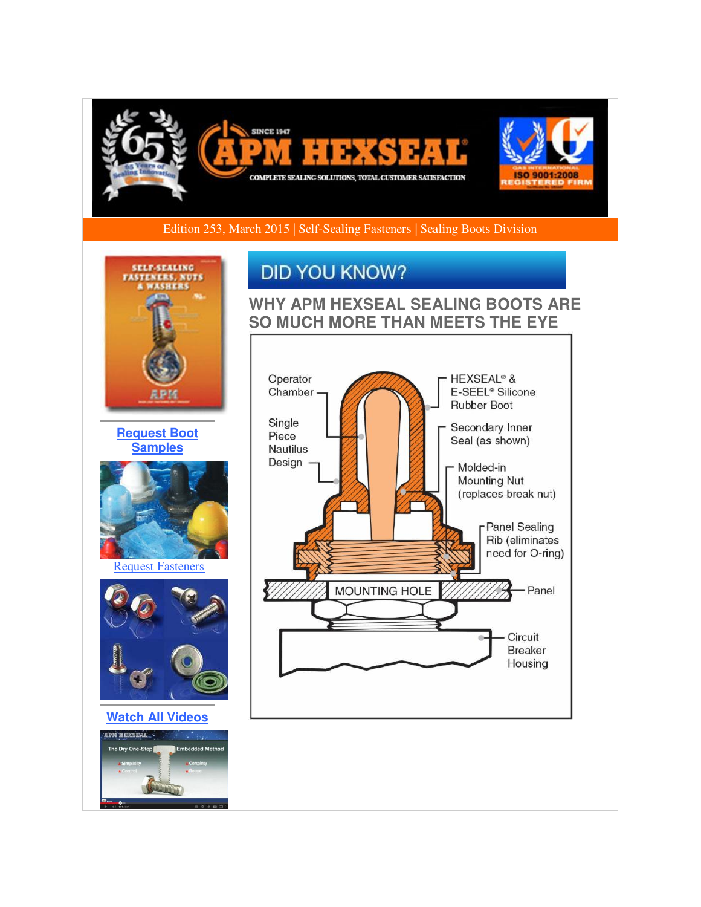Edition 253, March 2015 | Self-Sealing Fasteners | Sealing Boots Division

**Request Boot Samples**

Request Fasteners

**Watch All Videos**

## DID YOU KNOW?

## WHY APM HEXSEAL SEALING BOOTS ARE SO MUCH MORE THAN MEETS THE EYE

Operator Chamber

Single Piece Nautilus Design

HEXSEAL® & E-SEEL® Silicone Rubber Boot

Secondary Inner Seal (as shown)

Molded-in Mounting Nut (replaces break nut)

Panel Sealing Rib (eliminates need for O-ring)

MOUNTING HOLE

Panel

Circuit Breaker Housing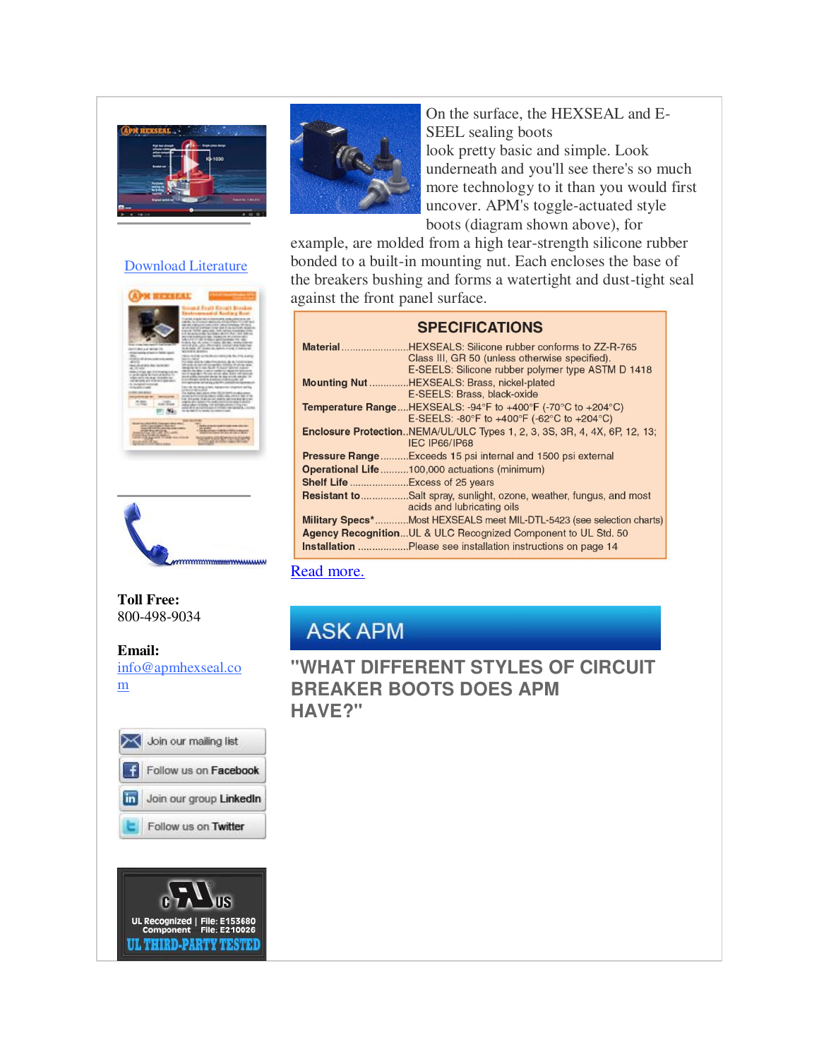On the surface, the HEXSEAL and E-SEEL sealing boots look pretty basic and simple. Look underneath and you'll see there's so much more technology to it than you would first uncover. APM's toggle-actuated style boots (diagram shown above), for example, are molded from a high tear-strength silicone rubber bonded to a built-in mounting nut. Each encloses the base of the breakers bushing and forms a watertight and dust-tight seal against the front panel surface.

## SPECIFICATIONS

| | |
|---|---|
| **Material** | HEXSEALS: Silicone rubber conforms to ZZ-R-765 Class III, GR 50 (unless otherwise specified). E-SEELS: Silicone rubber polymer type ASTM D 1418 |
| **Mounting Nut** | HEXSEALS: Brass, nickel-plated<br>E-SEELS: Brass, black-oxide |
| **Temperature Range** | HEXSEALS: -94°F to +400°F (-70°C to +204°C)<br>E-SEELS: -80°F to +400°F (-62°C to +204°C) |
| **Enclosure Protection** | NEMA/UL/ULC Types 1, 2, 3, 3S, 3R, 4, 4X, 6P, 12, 13; IEC IP66/IP68 |
| **Pressure Range** | Exceeds 15 psi internal and 1500 psi external |
| **Operational Life** | 100,000 actuations (minimum) |
| **Shelf Life** | Excess of 25 years |
| **Resistant to** | Salt spray, sunlight, ozone, weather, fungus, and most acids and lubricating oils |
| **Military Specs*** | Most HEXSEALS meet MIL-DTL-5423 (see selection charts) |
| **Agency Recognition** | UL & ULC Recognized Component to UL Std. 50 |
| **Installation** | Please see installation instructions on page 14 |

Read more.

## ASK APM

### "WHAT DIFFERENT STYLES OF CIRCUIT BREAKER BOOTS DOES APM HAVE?"

Download Literature

**Toll Free:**
800-498-9034

**Email:**
info@apmhexseal.com

Join our mailing list

Follow us on Facebook

Join our group LinkedIn

Follow us on Twitter

UL Recognized Component | File: E153680 File: E210026

UL THIRD-PARTY TESTED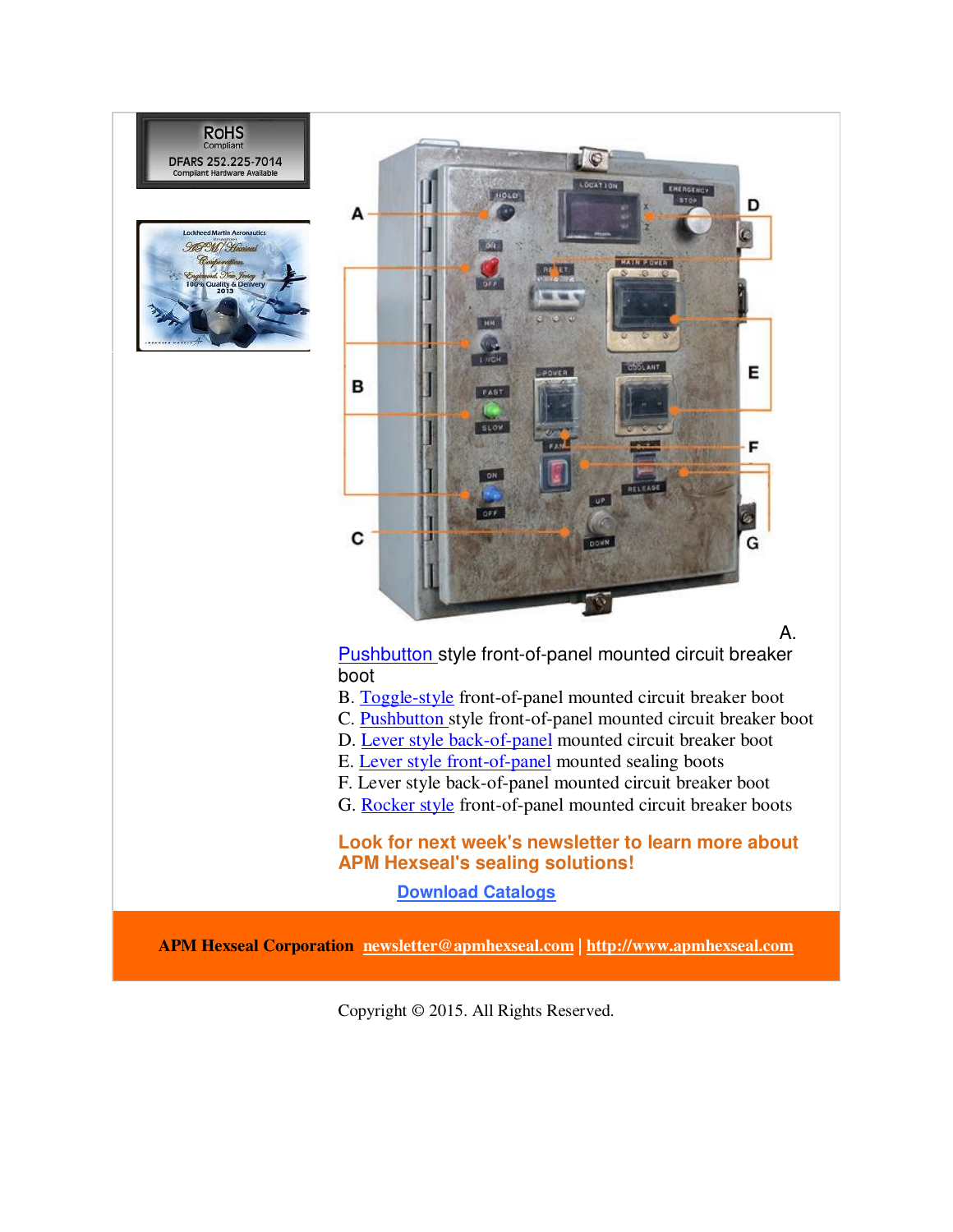A. Pushbutton style front-of-panel mounted circuit breaker boot
B. Toggle-style front-of-panel mounted circuit breaker boot
C. Pushbutton style front-of-panel mounted circuit breaker boot
D. Lever style back-of-panel mounted circuit breaker boot
E. Lever style front-of-panel mounted sealing boots
F. Lever style back-of-panel mounted circuit breaker boot
G. Rocker style front-of-panel mounted circuit breaker boots

**Look for next week's newsletter to learn more about APM Hexseal's sealing solutions!**

**Download Catalogs**

**APM Hexseal Corporation** newsletter@apmhexseal.com | http://www.apmhexseal.com

Copyright © 2015. All Rights Reserved.